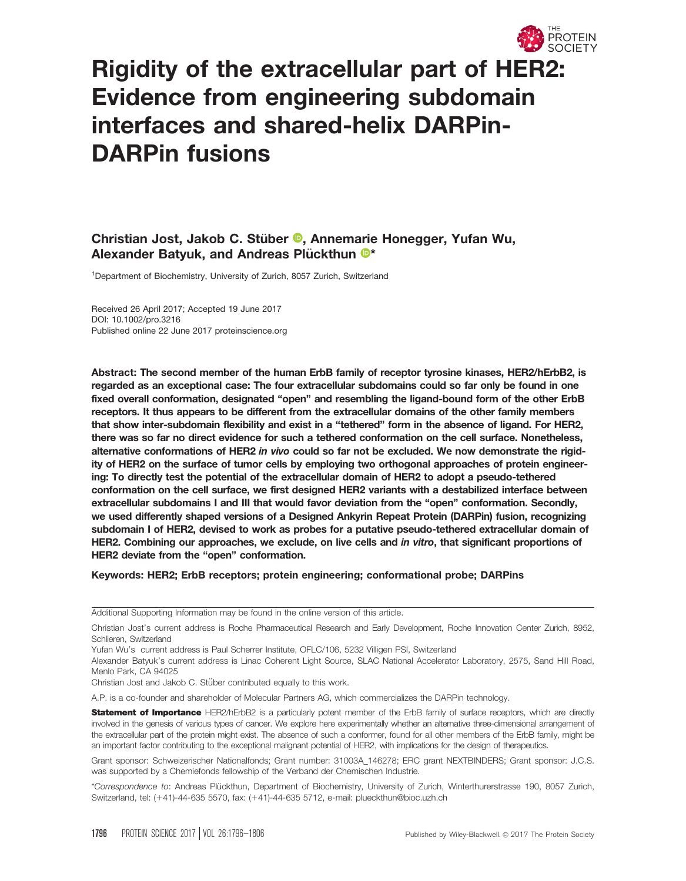# Rigidity of the extracellular part of HER2: Evidence from engineering subdomain interfaces and shared-helix DARPin-DARPin fusions

**Christian Jost, Jakob C. Stüber, Annemarie Honegger, Yufan Wu, Alexander Batyuk, and Andreas Plückthun\***

[1]Department of Biochemistry, University of Zurich, 8057 Zurich, Switzerland

Received 26 April 2017; Accepted 19 June 2017
DOI: 10.1002/pro.3216
Published online 22 June 2017 proteinscience.org

**Abstract: The second member of the human ErbB family of receptor tyrosine kinases, HER2/hErbB2, is regarded as an exceptional case: The four extracellular subdomains could so far only be found in one fixed overall conformation, designated "open" and resembling the ligand-bound form of the other ErbB receptors. It thus appears to be different from the extracellular domains of the other family members that show inter-subdomain flexibility and exist in a "tethered" form in the absence of ligand. For HER2, there was so far no direct evidence for such a tethered conformation on the cell surface. Nonetheless, alternative conformations of HER2 *in vivo* could so far not be excluded. We now demonstrate the rigidity of HER2 on the surface of tumor cells by employing two orthogonal approaches of protein engineering: To directly test the potential of the extracellular domain of HER2 to adopt a pseudo-tethered conformation on the cell surface, we first designed HER2 variants with a destabilized interface between extracellular subdomains I and III that would favor deviation from the "open" conformation. Secondly, we used differently shaped versions of a Designed Ankyrin Repeat Protein (DARPin) fusion, recognizing subdomain I of HER2, devised to work as probes for a putative pseudo-tethered extracellular domain of HER2. Combining our approaches, we exclude, on live cells and *in vitro*, that significant proportions of HER2 deviate from the "open" conformation.**

**Keywords: HER2; ErbB receptors; protein engineering; conformational probe; DARPins**

---

Additional Supporting Information may be found in the online version of this article.

Christian Jost's current address is Roche Pharmaceutical Research and Early Development, Roche Innovation Center Zurich, 8952, Schlieren, Switzerland

Yufan Wu's current address is Paul Scherrer Institute, OFLC/106, 5232 Villigen PSI, Switzerland

Alexander Batyuk's current address is Linac Coherent Light Source, SLAC National Accelerator Laboratory, 2575, Sand Hill Road, Menlo Park, CA 94025

Christian Jost and Jakob C. Stüber contributed equally to this work.

A.P. is a co-founder and shareholder of Molecular Partners AG, which commercializes the DARPin technology.

**Statement of Importance** HER2/hErbB2 is a particularly potent member of the ErbB family of surface receptors, which are directly involved in the genesis of various types of cancer. We explore here experimentally whether an alternative three-dimensional arrangement of the extracellular part of the protein might exist. The absence of such a conformer, found for all other members of the ErbB family, might be an important factor contributing to the exceptional malignant potential of HER2, with implications for the design of therapeutics.

Grant sponsor: Schweizerischer Nationalfonds; Grant number: 31003A_146278; ERC grant NEXTBINDERS; Grant sponsor: J.C.S. was supported by a Chemiefonds fellowship of the Verband der Chemischen Industrie.

\*Correspondence to: Andreas Plückthun, Department of Biochemistry, University of Zurich, Winterthurerstrasse 190, 8057 Zurich, Switzerland, tel: (+41)-44-635 5570, fax: (+41)-44-635 5712, e-mail: plueckthun@bioc.uzh.ch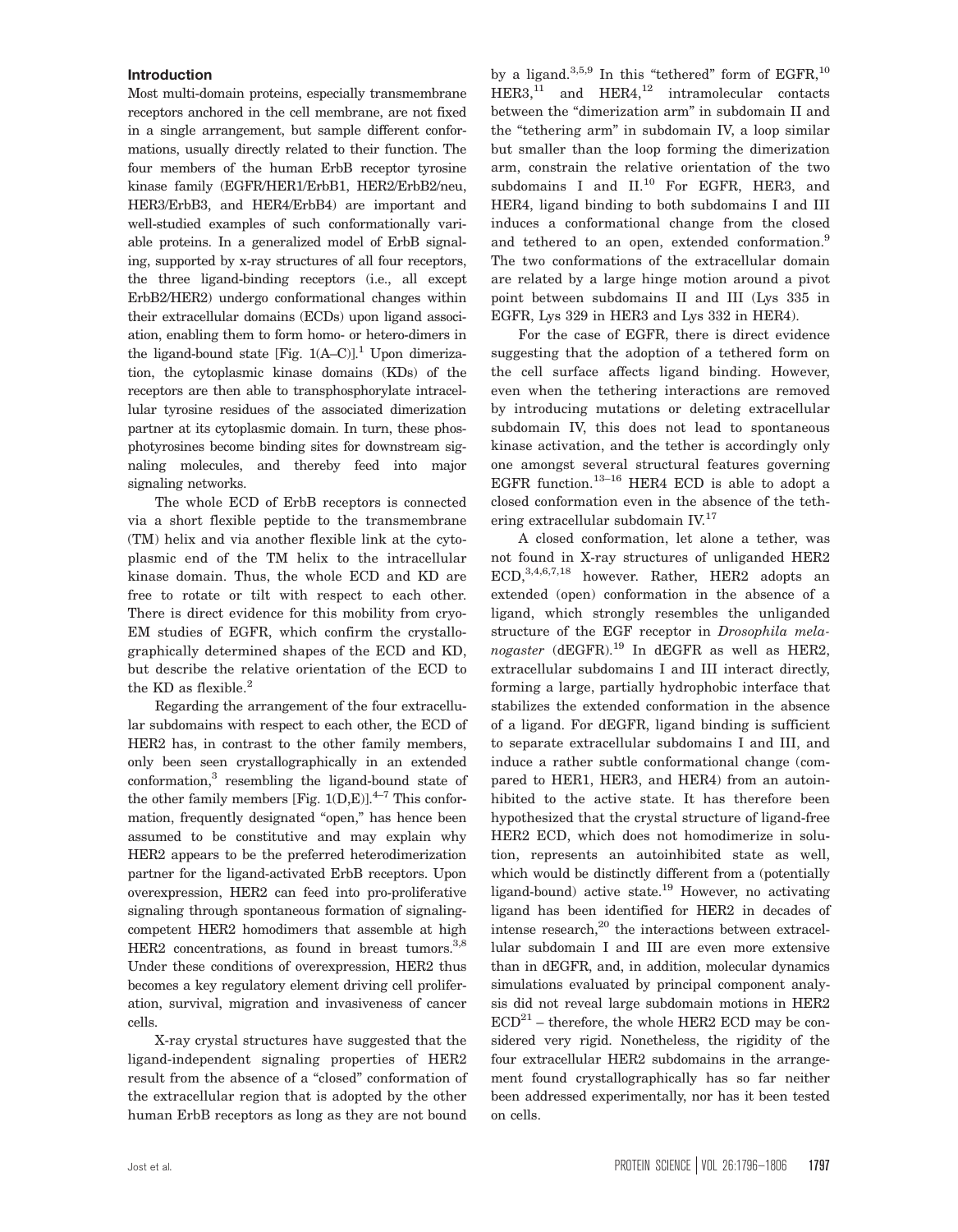## Introduction

Most multi-domain proteins, especially transmembrane receptors anchored in the cell membrane, are not fixed in a single arrangement, but sample different conformations, usually directly related to their function. The four members of the human ErbB receptor tyrosine kinase family (EGFR/HER1/ErbB1, HER2/ErbB2/neu, HER3/ErbB3, and HER4/ErbB4) are important and well-studied examples of such conformationally variable proteins. In a generalized model of ErbB signaling, supported by x-ray structures of all four receptors, the three ligand-binding receptors (i.e., all except ErbB2/HER2) undergo conformational changes within their extracellular domains (ECDs) upon ligand association, enabling them to form homo- or hetero-dimers in the ligand-bound state [Fig. 1(A–C)].[1] Upon dimerization, the cytoplasmic kinase domains (KDs) of the receptors are then able to transphosphorylate intracellular tyrosine residues of the associated dimerization partner at its cytoplasmic domain. In turn, these phosphotyrosines become binding sites for downstream signaling molecules, and thereby feed into major signaling networks.

The whole ECD of ErbB receptors is connected via a short flexible peptide to the transmembrane (TM) helix and via another flexible link at the cytoplasmic end of the TM helix to the intracellular kinase domain. Thus, the whole ECD and KD are free to rotate or tilt with respect to each other. There is direct evidence for this mobility from cryo-EM studies of EGFR, which confirm the crystallographically determined shapes of the ECD and KD, but describe the relative orientation of the ECD to the KD as flexible.[2]

Regarding the arrangement of the four extracellular subdomains with respect to each other, the ECD of HER2 has, in contrast to the other family members, only been seen crystallographically in an extended conformation,[3] resembling the ligand-bound state of the other family members [Fig. 1(D,E)].[4–7] This conformation, frequently designated "open," has hence been assumed to be constitutive and may explain why HER2 appears to be the preferred heterodimerization partner for the ligand-activated ErbB receptors. Upon overexpression, HER2 can feed into pro-proliferative signaling through spontaneous formation of signaling-competent HER2 homodimers that assemble at high HER2 concentrations, as found in breast tumors.[3,8] Under these conditions of overexpression, HER2 thus becomes a key regulatory element driving cell proliferation, survival, migration and invasiveness of cancer cells.

X-ray crystal structures have suggested that the ligand-independent signaling properties of HER2 result from the absence of a "closed" conformation of the extracellular region that is adopted by the other human ErbB receptors as long as they are not bound by a ligand.[3,5,9] In this "tethered" form of EGFR,[10] HER3,[11] and HER4,[12] intramolecular contacts between the "dimerization arm" in subdomain II and the "tethering arm" in subdomain IV, a loop similar but smaller than the loop forming the dimerization arm, constrain the relative orientation of the two subdomains I and II.[10] For EGFR, HER3, and HER4, ligand binding to both subdomains I and III induces a conformational change from the closed and tethered to an open, extended conformation.[9] The two conformations of the extracellular domain are related by a large hinge motion around a pivot point between subdomains II and III (Lys 335 in EGFR, Lys 329 in HER3 and Lys 332 in HER4).

For the case of EGFR, there is direct evidence suggesting that the adoption of a tethered form on the cell surface affects ligand binding. However, even when the tethering interactions are removed by introducing mutations or deleting extracellular subdomain IV, this does not lead to spontaneous kinase activation, and the tether is accordingly only one amongst several structural features governing EGFR function.[13–16] HER4 ECD is able to adopt a closed conformation even in the absence of the tethering extracellular subdomain IV.[17]

A closed conformation, let alone a tether, was not found in X-ray structures of unliganded HER2 ECD,[3,4,6,7,18] however. Rather, HER2 adopts an extended (open) conformation in the absence of a ligand, which strongly resembles the unliganded structure of the EGF receptor in *Drosophila melanogaster* (dEGFR).[19] In dEGFR as well as HER2, extracellular subdomains I and III interact directly, forming a large, partially hydrophobic interface that stabilizes the extended conformation in the absence of a ligand. For dEGFR, ligand binding is sufficient to separate extracellular subdomains I and III, and induce a rather subtle conformational change (compared to HER1, HER3, and HER4) from an autoinhibited to the active state. It has therefore been hypothesized that the crystal structure of ligand-free HER2 ECD, which does not homodimerize in solution, represents an autoinhibited state as well, which would be distinctly different from a (potentially ligand-bound) active state.[19] However, no activating ligand has been identified for HER2 in decades of intense research,[20] the interactions between extracellular subdomain I and III are even more extensive than in dEGFR, and, in addition, molecular dynamics simulations evaluated by principal component analysis did not reveal large subdomain motions in HER2 ECD[21] – therefore, the whole HER2 ECD may be considered very rigid. Nonetheless, the rigidity of the four extracellular HER2 subdomains in the arrangement found crystallographically has so far neither been addressed experimentally, nor has it been tested on cells.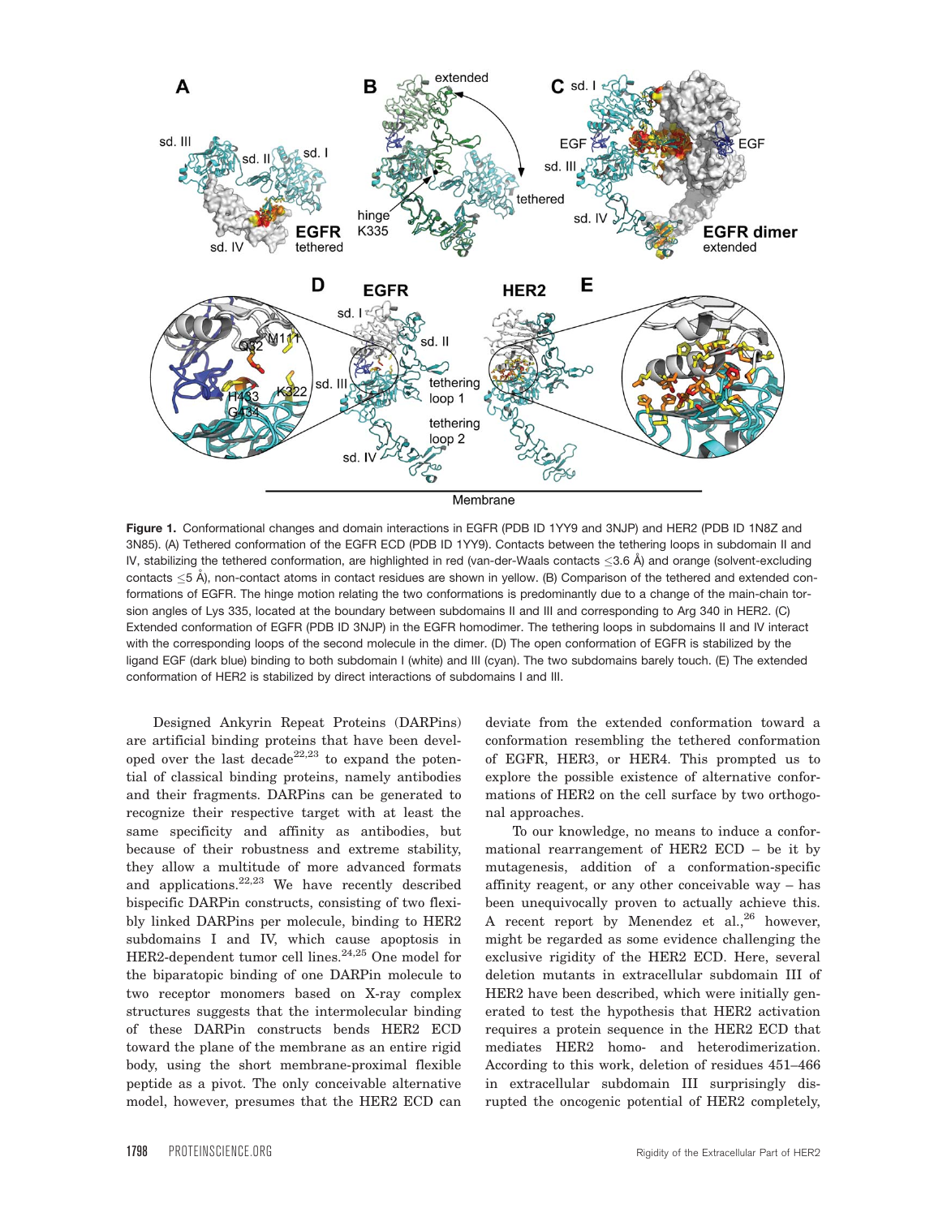**Figure 1.** Conformational changes and domain interactions in EGFR (PDB ID 1YY9 and 3NJP) and HER2 (PDB ID 1N8Z and 3N85). (A) Tethered conformation of the EGFR ECD (PDB ID 1YY9). Contacts between the tethering loops in subdomain II and IV, stabilizing the tethered conformation, are highlighted in red (van-der-Waals contacts ≤3.6 Å) and orange (solvent-excluding contacts ≤5 Å), non-contact atoms in contact residues are shown in yellow. (B) Comparison of the tethered and extended conformations of EGFR. The hinge motion relating the two conformations is predominantly due to a change of the main-chain torsion angles of Lys 335, located at the boundary between subdomains II and III and corresponding to Arg 340 in HER2. (C) Extended conformation of EGFR (PDB ID 3NJP) in the EGFR homodimer. The tethering loops in subdomains II and IV interact with the corresponding loops of the second molecule in the dimer. (D) The open conformation of EGFR is stabilized by the ligand EGF (dark blue) binding to both subdomain I (white) and III (cyan). The two subdomains barely touch. (E) The extended conformation of HER2 is stabilized by direct interactions of subdomains I and III.

Designed Ankyrin Repeat Proteins (DARPins) are artificial binding proteins that have been developed over the last decade[22,23] to expand the potential of classical binding proteins, namely antibodies and their fragments. DARPins can be generated to recognize their respective target with at least the same specificity and affinity as antibodies, but because of their robustness and extreme stability, they allow a multitude of more advanced formats and applications.[22,23] We have recently described bispecific DARPin constructs, consisting of two flexibly linked DARPins per molecule, binding to HER2 subdomains I and IV, which cause apoptosis in HER2-dependent tumor cell lines.[24,25] One model for the biparatopic binding of one DARPin molecule to two receptor monomers based on X-ray complex structures suggests that the intermolecular binding of these DARPin constructs bends HER2 ECD toward the plane of the membrane as an entire rigid body, using the short membrane-proximal flexible peptide as a pivot. The only conceivable alternative model, however, presumes that the HER2 ECD can deviate from the extended conformation toward a conformation resembling the tethered conformation of EGFR, HER3, or HER4. This prompted us to explore the possible existence of alternative conformations of HER2 on the cell surface by two orthogonal approaches.

To our knowledge, no means to induce a conformational rearrangement of HER2 ECD – be it by mutagenesis, addition of a conformation-specific affinity reagent, or any other conceivable way – has been unequivocally proven to actually achieve this. A recent report by Menendez et al.,[26] however, might be regarded as some evidence challenging the exclusive rigidity of the HER2 ECD. Here, several deletion mutants in extracellular subdomain III of HER2 have been described, which were initially generated to test the hypothesis that HER2 activation requires a protein sequence in the HER2 ECD that mediates HER2 homo- and heterodimerization. According to this work, deletion of residues 451–466 in extracellular subdomain III surprisingly disrupted the oncogenic potential of HER2 completely,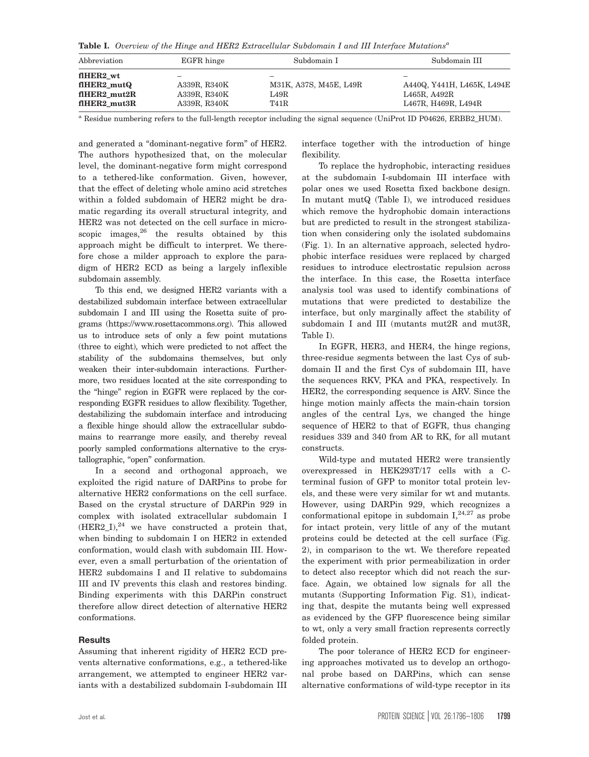**Table I.** *Overview of the Hinge and HER2 Extracellular Subdomain I and III Interface Mutations*[a]

| Abbreviation | EGFR hinge | Subdomain I | Subdomain III |
|---|---|---|---|
| **flHER2_wt** | – | – | – |
| **flHER2_mutQ** | A339R, R340K | M31K, A37S, M45E, L49R | A440Q, Y441H, L465K, L494E |
| **flHER2_mut2R** | A339R, R340K | L49R | L465R, A492R |
| **flHER2_mut3R** | A339R, R340K | T41R | L467R, H469R, L494R |

[a] Residue numbering refers to the full-length receptor including the signal sequence (UniProt ID P04626, ERBB2_HUM).

and generated a "dominant-negative form" of HER2. The authors hypothesized that, on the molecular level, the dominant-negative form might correspond to a tethered-like conformation. Given, however, that the effect of deleting whole amino acid stretches within a folded subdomain of HER2 might be dramatic regarding its overall structural integrity, and HER2 was not detected on the cell surface in microscopic images,[26] the results obtained by this approach might be difficult to interpret. We therefore chose a milder approach to explore the paradigm of HER2 ECD as being a largely inflexible subdomain assembly.

To this end, we designed HER2 variants with a destabilized subdomain interface between extracellular subdomain I and III using the Rosetta suite of programs (https://www.rosettacommons.org). This allowed us to introduce sets of only a few point mutations (three to eight), which were predicted to not affect the stability of the subdomains themselves, but only weaken their inter-subdomain interactions. Furthermore, two residues located at the site corresponding to the "hinge" region in EGFR were replaced by the corresponding EGFR residues to allow flexibility. Together, destabilizing the subdomain interface and introducing a flexible hinge should allow the extracellular subdomains to rearrange more easily, and thereby reveal poorly sampled conformations alternative to the crystallographic, "open" conformation.

In a second and orthogonal approach, we exploited the rigid nature of DARPins to probe for alternative HER2 conformations on the cell surface. Based on the crystal structure of DARPin 929 in complex with isolated extracellular subdomain I (HER2_I),[24] we have constructed a protein that, when binding to subdomain I on HER2 in extended conformation, would clash with subdomain III. However, even a small perturbation of the orientation of HER2 subdomains I and II relative to subdomains III and IV prevents this clash and restores binding. Binding experiments with this DARPin construct therefore allow direct detection of alternative HER2 conformations.

## Results

Assuming that inherent rigidity of HER2 ECD prevents alternative conformations, e.g., a tethered-like arrangement, we attempted to engineer HER2 variants with a destabilized subdomain I-subdomain III interface together with the introduction of hinge flexibility.

To replace the hydrophobic, interacting residues at the subdomain I-subdomain III interface with polar ones we used Rosetta fixed backbone design. In mutant mutQ (Table I), we introduced residues which remove the hydrophobic domain interactions but are predicted to result in the strongest stabilization when considering only the isolated subdomains (Fig. 1). In an alternative approach, selected hydrophobic interface residues were replaced by charged residues to introduce electrostatic repulsion across the interface. In this case, the Rosetta interface analysis tool was used to identify combinations of mutations that were predicted to destabilize the interface, but only marginally affect the stability of subdomain I and III (mutants mut2R and mut3R, Table I).

In EGFR, HER3, and HER4, the hinge regions, three-residue segments between the last Cys of subdomain II and the first Cys of subdomain III, have the sequences RKV, PKA and PKA, respectively. In HER2, the corresponding sequence is ARV. Since the hinge motion mainly affects the main-chain torsion angles of the central Lys, we changed the hinge sequence of HER2 to that of EGFR, thus changing residues 339 and 340 from AR to RK, for all mutant constructs.

Wild-type and mutated HER2 were transiently overexpressed in HEK293T/17 cells with a C-terminal fusion of GFP to monitor total protein levels, and these were very similar for wt and mutants. However, using DARPin 929, which recognizes a conformational epitope in subdomain I,[24,27] as probe for intact protein, very little of any of the mutant proteins could be detected at the cell surface (Fig. 2), in comparison to the wt. We therefore repeated the experiment with prior permeabilization in order to detect also receptor which did not reach the surface. Again, we obtained low signals for all the mutants (Supporting Information Fig. S1), indicating that, despite the mutants being well expressed as evidenced by the GFP fluorescence being similar to wt, only a very small fraction represents correctly folded protein.

The poor tolerance of HER2 ECD for engineering approaches motivated us to develop an orthogonal probe based on DARPins, which can sense alternative conformations of wild-type receptor in its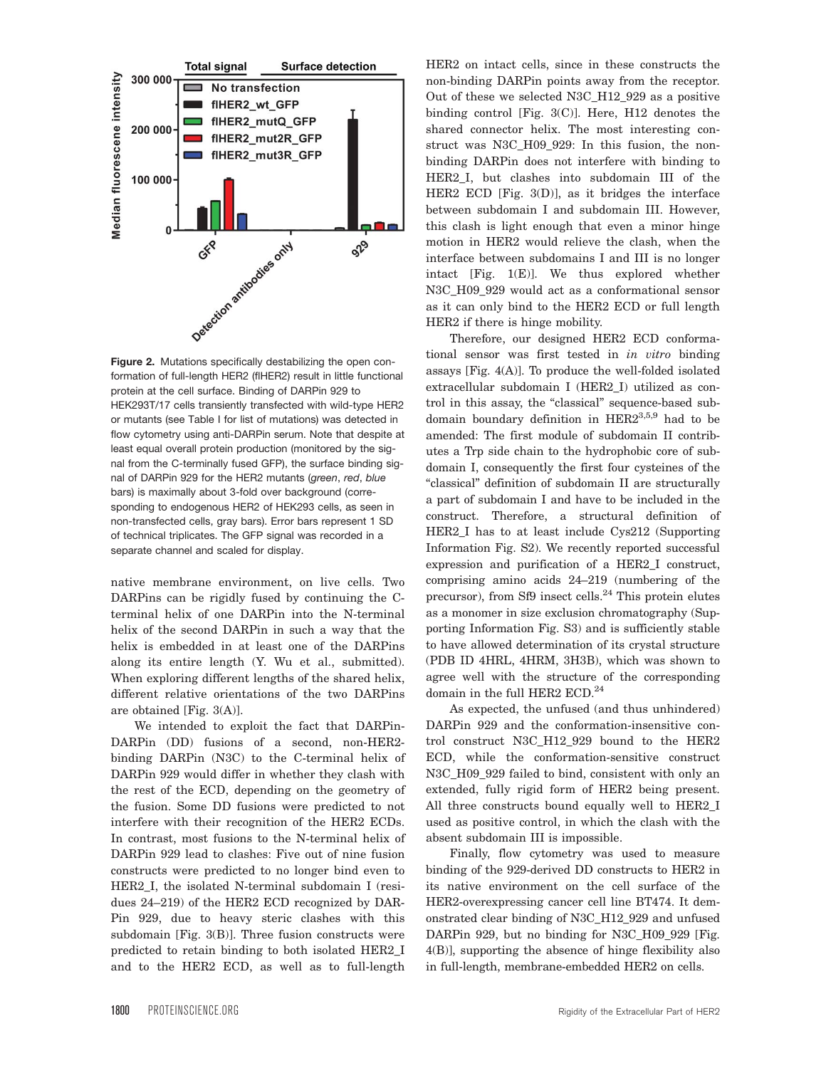**Figure 2.** Mutations specifically destabilizing the open conformation of full-length HER2 (flHER2) result in little functional protein at the cell surface. Binding of DARPin 929 to HEK293T/17 cells transiently transfected with wild-type HER2 or mutants (see Table I for list of mutations) was detected in flow cytometry using anti-DARPin serum. Note that despite at least equal overall protein production (monitored by the signal from the C-terminally fused GFP), the surface binding signal of DARPin 929 for the HER2 mutants (*green*, *red*, *blue* bars) is maximally about 3-fold over background (corresponding to endogenous HER2 of HEK293 cells, as seen in non-transfected cells, gray bars). Error bars represent 1 SD of technical triplicates. The GFP signal was recorded in a separate channel and scaled for display.

native membrane environment, on live cells. Two DARPins can be rigidly fused by continuing the C-terminal helix of one DARPin into the N-terminal helix of the second DARPin in such a way that the helix is embedded in at least one of the DARPins along its entire length (Y. Wu et al., submitted). When exploring different lengths of the shared helix, different relative orientations of the two DARPins are obtained [Fig. 3(A)].

We intended to exploit the fact that DARPin-DARPin (DD) fusions of a second, non-HER2-binding DARPin (N3C) to the C-terminal helix of DARPin 929 would differ in whether they clash with the rest of the ECD, depending on the geometry of the fusion. Some DD fusions were predicted to not interfere with their recognition of the HER2 ECDs. In contrast, most fusions to the N-terminal helix of DARPin 929 lead to clashes: Five out of nine fusion constructs were predicted to no longer bind even to HER2_I, the isolated N-terminal subdomain I (residues 24–219) of the HER2 ECD recognized by DARPin 929, due to heavy steric clashes with this subdomain [Fig. 3(B)]. Three fusion constructs were predicted to retain binding to both isolated HER2_I and to the HER2 ECD, as well as to full-length HER2 on intact cells, since in these constructs the non-binding DARPin points away from the receptor. Out of these we selected N3C_H12_929 as a positive binding control [Fig. 3(C)]. Here, H12 denotes the shared connector helix. The most interesting construct was N3C_H09_929: In this fusion, the non-binding DARPin does not interfere with binding to HER2_I, but clashes into subdomain III of the HER2 ECD [Fig. 3(D)], as it bridges the interface between subdomain I and subdomain III. However, this clash is light enough that even a minor hinge motion in HER2 would relieve the clash, when the interface between subdomains I and III is no longer intact [Fig. 1(E)]. We thus explored whether N3C_H09_929 would act as a conformational sensor as it can only bind to the HER2 ECD or full length HER2 if there is hinge mobility.

Therefore, our designed HER2 ECD conformational sensor was first tested in *in vitro* binding assays [Fig. 4(A)]. To produce the well-folded isolated extracellular subdomain I (HER2_I) utilized as control in this assay, the "classical" sequence-based subdomain boundary definition in HER2[3,5,9] had to be amended: The first module of subdomain II contributes a Trp side chain to the hydrophobic core of subdomain I, consequently the first four cysteines of the "classical" definition of subdomain II are structurally a part of subdomain I and have to be included in the construct. Therefore, a structural definition of HER2_I has to at least include Cys212 (Supporting Information Fig. S2). We recently reported successful expression and purification of a HER2_I construct, comprising amino acids 24–219 (numbering of the precursor), from Sf9 insect cells.[24] This protein elutes as a monomer in size exclusion chromatography (Supporting Information Fig. S3) and is sufficiently stable to have allowed determination of its crystal structure (PDB ID 4HRL, 4HRM, 3H3B), which was shown to agree well with the structure of the corresponding domain in the full HER2 ECD.[24]

As expected, the unfused (and thus unhindered) DARPin 929 and the conformation-insensitive control construct N3C_H12_929 bound to the HER2 ECD, while the conformation-sensitive construct N3C_H09_929 failed to bind, consistent with only an extended, fully rigid form of HER2 being present. All three constructs bound equally well to HER2_I used as positive control, in which the clash with the absent subdomain III is impossible.

Finally, flow cytometry was used to measure binding of the 929-derived DD constructs to HER2 in its native environment on the cell surface of the HER2-overexpressing cancer cell line BT474. It demonstrated clear binding of N3C_H12_929 and unfused DARPin 929, but no binding for N3C_H09_929 [Fig. 4(B)], supporting the absence of hinge flexibility also in full-length, membrane-embedded HER2 on cells.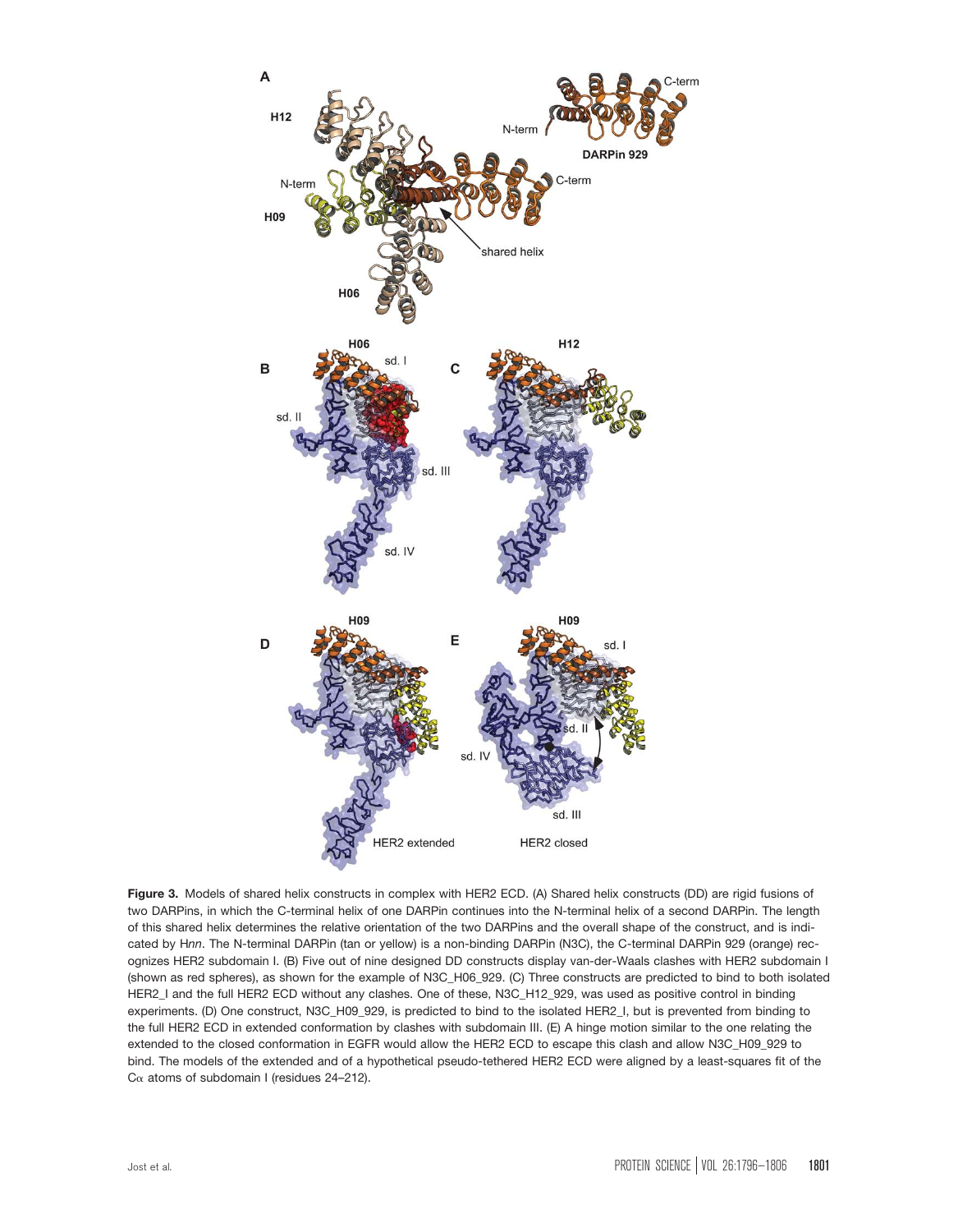**Figure 3.** Models of shared helix constructs in complex with HER2 ECD. (A) Shared helix constructs (DD) are rigid fusions of two DARPins, in which the C-terminal helix of one DARPin continues into the N-terminal helix of a second DARPin. The length of this shared helix determines the relative orientation of the two DARPins and the overall shape of the construct, and is indicated by H*nn*. The N-terminal DARPin (tan or yellow) is a non-binding DARPin (N3C), the C-terminal DARPin 929 (orange) recognizes HER2 subdomain I. (B) Five out of nine designed DD constructs display van-der-Waals clashes with HER2 subdomain I (shown as red spheres), as shown for the example of N3C_H06_929. (C) Three constructs are predicted to bind to both isolated HER2_I and the full HER2 ECD without any clashes. One of these, N3C_H12_929, was used as positive control in binding experiments. (D) One construct, N3C_H09_929, is predicted to bind to the isolated HER2_I, but is prevented from binding to the full HER2 ECD in extended conformation by clashes with subdomain III. (E) A hinge motion similar to the one relating the extended to the closed conformation in EGFR would allow the HER2 ECD to escape this clash and allow N3C_H09_929 to bind. The models of the extended and of a hypothetical pseudo-tethered HER2 ECD were aligned by a least-squares fit of the Cα atoms of subdomain I (residues 24–212).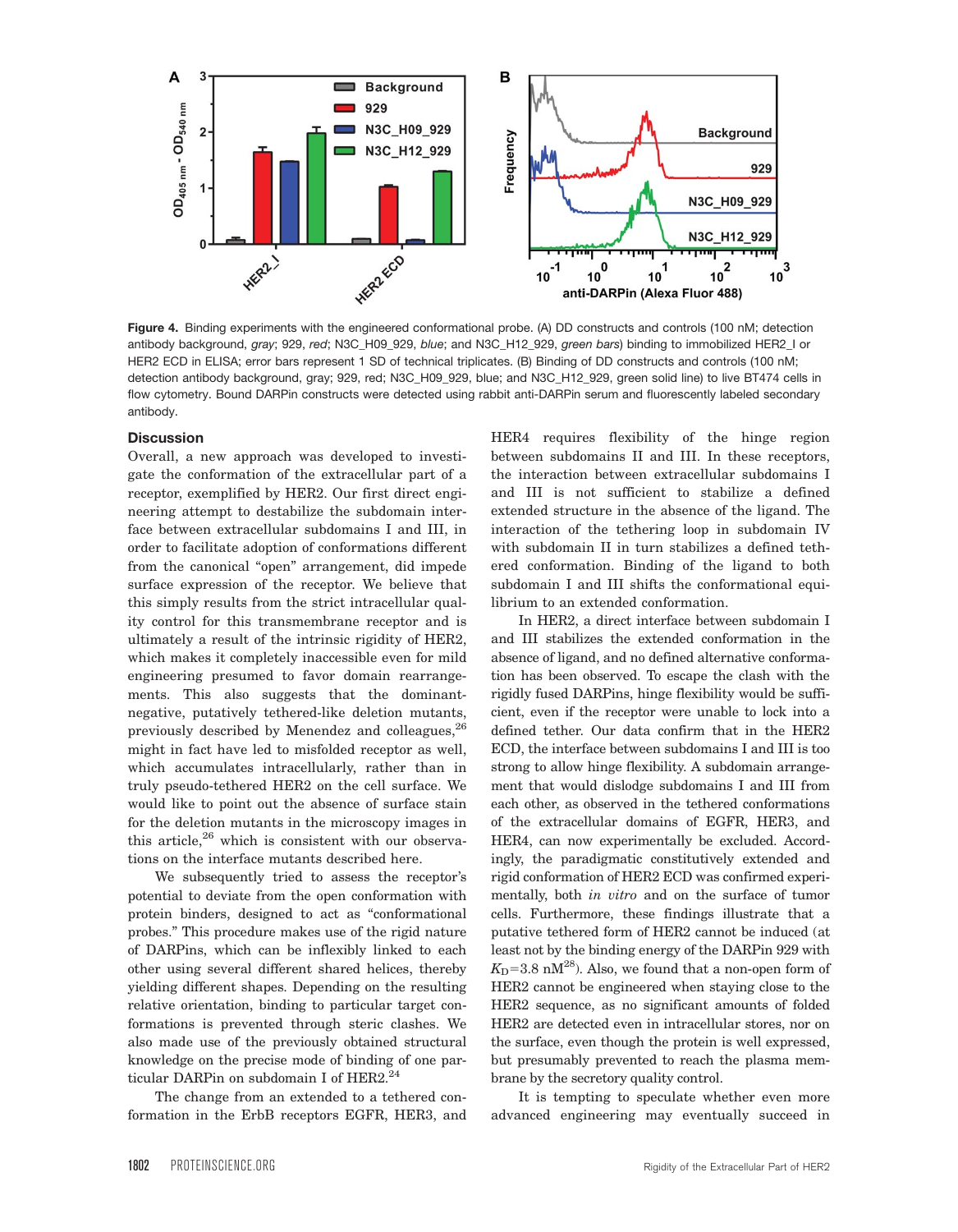**Figure 4.** Binding experiments with the engineered conformational probe. (A) DD constructs and controls (100 nM; detection antibody background, *gray*; 929, *red*; N3C_H09_929, *blue*; and N3C_H12_929, *green bars*) binding to immobilized HER2_I or HER2 ECD in ELISA; error bars represent 1 SD of technical triplicates. (B) Binding of DD constructs and controls (100 nM; detection antibody background, gray; 929, red; N3C_H09_929, blue; and N3C_H12_929, green solid line) to live BT474 cells in flow cytometry. Bound DARPin constructs were detected using rabbit anti-DARPin serum and fluorescently labeled secondary antibody.

## Discussion

Overall, a new approach was developed to investigate the conformation of the extracellular part of a receptor, exemplified by HER2. Our first direct engineering attempt to destabilize the subdomain interface between extracellular subdomains I and III, in order to facilitate adoption of conformations different from the canonical "open" arrangement, did impede surface expression of the receptor. We believe that this simply results from the strict intracellular quality control for this transmembrane receptor and is ultimately a result of the intrinsic rigidity of HER2, which makes it completely inaccessible even for mild engineering presumed to favor domain rearrangements. This also suggests that the dominant-negative, putatively tethered-like deletion mutants, previously described by Menendez and colleagues,[26] might in fact have led to misfolded receptor as well, which accumulates intracellularly, rather than in truly pseudo-tethered HER2 on the cell surface. We would like to point out the absence of surface stain for the deletion mutants in the microscopy images in this article,[26] which is consistent with our observations on the interface mutants described here.

We subsequently tried to assess the receptor's potential to deviate from the open conformation with protein binders, designed to act as "conformational probes." This procedure makes use of the rigid nature of DARPins, which can be inflexibly linked to each other using several different shared helices, thereby yielding different shapes. Depending on the resulting relative orientation, binding to particular target conformations is prevented through steric clashes. We also made use of the previously obtained structural knowledge on the precise mode of binding of one particular DARPin on subdomain I of HER2.[24]

The change from an extended to a tethered conformation in the ErbB receptors EGFR, HER3, and HER4 requires flexibility of the hinge region between subdomains II and III. In these receptors, the interaction between extracellular subdomains I and III is not sufficient to stabilize a defined extended structure in the absence of the ligand. The interaction of the tethering loop in subdomain IV with subdomain II in turn stabilizes a defined tethered conformation. Binding of the ligand to both subdomain I and III shifts the conformational equilibrium to an extended conformation.

In HER2, a direct interface between subdomain I and III stabilizes the extended conformation in the absence of ligand, and no defined alternative conformation has been observed. To escape the clash with the rigidly fused DARPins, hinge flexibility would be sufficient, even if the receptor were unable to lock into a defined tether. Our data confirm that in the HER2 ECD, the interface between subdomains I and III is too strong to allow hinge flexibility. A subdomain arrangement that would dislodge subdomains I and III from each other, as observed in the tethered conformations of the extracellular domains of EGFR, HER3, and HER4, can now experimentally be excluded. Accordingly, the paradigmatic constitutively extended and rigid conformation of HER2 ECD was confirmed experimentally, both *in vitro* and on the surface of tumor cells. Furthermore, these findings illustrate that a putative tethered form of HER2 cannot be induced (at least not by the binding energy of the DARPin 929 with $K_D$=3.8 nM[28]). Also, we found that a non-open form of HER2 cannot be engineered when staying close to the HER2 sequence, as no significant amounts of folded HER2 are detected even in intracellular stores, nor on the surface, even though the protein is well expressed, but presumably prevented to reach the plasma membrane by the secretory quality control.

It is tempting to speculate whether even more advanced engineering may eventually succeed in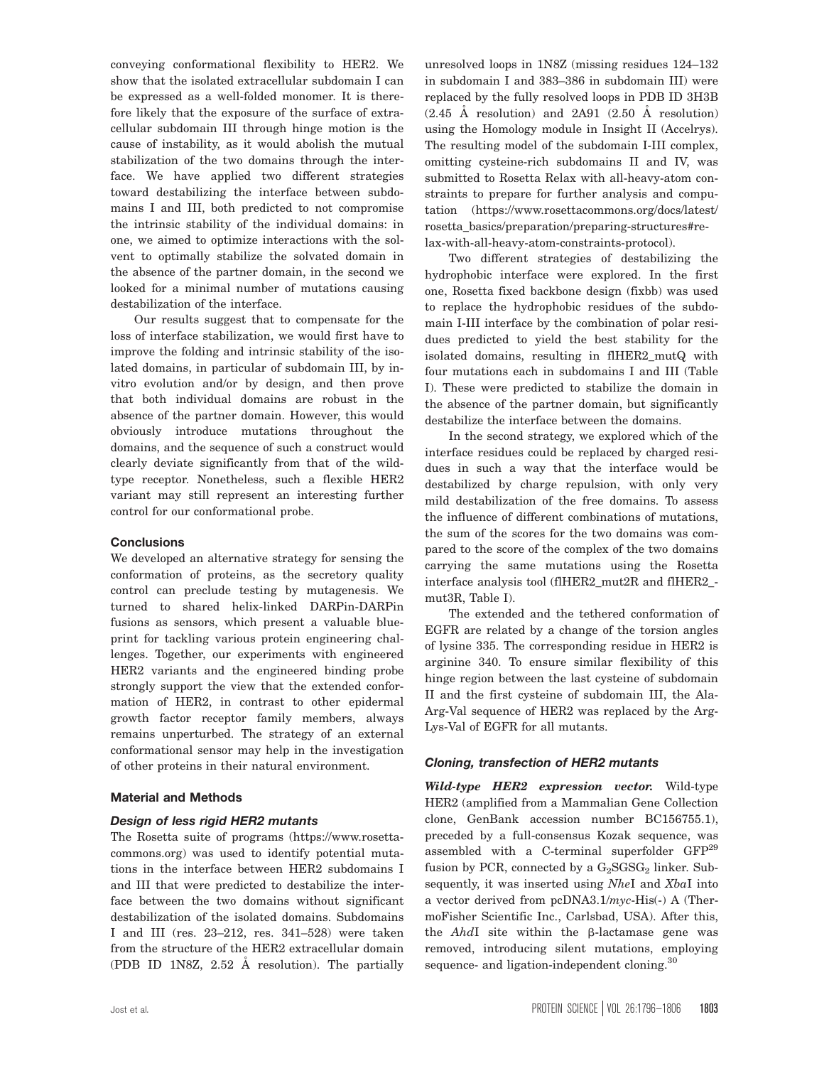conveying conformational flexibility to HER2. We show that the isolated extracellular subdomain I can be expressed as a well-folded monomer. It is therefore likely that the exposure of the surface of extracellular subdomain III through hinge motion is the cause of instability, as it would abolish the mutual stabilization of the two domains through the interface. We have applied two different strategies toward destabilizing the interface between subdomains I and III, both predicted to not compromise the intrinsic stability of the individual domains: in one, we aimed to optimize interactions with the solvent to optimally stabilize the solvated domain in the absence of the partner domain, in the second we looked for a minimal number of mutations causing destabilization of the interface.

Our results suggest that to compensate for the loss of interface stabilization, we would first have to improve the folding and intrinsic stability of the isolated domains, in particular of subdomain III, by in vitro evolution and/or by design, and then prove that both individual domains are robust in the absence of the partner domain. However, this would obviously introduce mutations throughout the domains, and the sequence of such a construct would clearly deviate significantly from that of the wild-type receptor. Nonetheless, such a flexible HER2 variant may still represent an interesting further control for our conformational probe.

## Conclusions

We developed an alternative strategy for sensing the conformation of proteins, as the secretory quality control can preclude testing by mutagenesis. We turned to shared helix-linked DARPin-DARPin fusions as sensors, which present a valuable blueprint for tackling various protein engineering challenges. Together, our experiments with engineered HER2 variants and the engineered binding probe strongly support the view that the extended conformation of HER2, in contrast to other epidermal growth factor receptor family members, always remains unperturbed. The strategy of an external conformational sensor may help in the investigation of other proteins in their natural environment.

## Material and Methods

### Design of less rigid HER2 mutants

The Rosetta suite of programs (https://www.rosettacommons.org) was used to identify potential mutations in the interface between HER2 subdomains I and III that were predicted to destabilize the interface between the two domains without significant destabilization of the isolated domains. Subdomains I and III (res. 23–212, res. 341–528) were taken from the structure of the HER2 extracellular domain (PDB ID 1N8Z, 2.52 Å resolution). The partially unresolved loops in 1N8Z (missing residues 124–132 in subdomain I and 383–386 in subdomain III) were replaced by the fully resolved loops in PDB ID 3H3B (2.45 Å resolution) and 2A91 (2.50 Å resolution) using the Homology module in Insight II (Accelrys). The resulting model of the subdomain I-III complex, omitting cysteine-rich subdomains II and IV, was submitted to Rosetta Relax with all-heavy-atom constraints to prepare for further analysis and computation (https://www.rosettacommons.org/docs/latest/rosetta_basics/preparation/preparing-structures#relax-with-all-heavy-atom-constraints-protocol).

Two different strategies of destabilizing the hydrophobic interface were explored. In the first one, Rosetta fixed backbone design (fixbb) was used to replace the hydrophobic residues of the subdomain I-III interface by the combination of polar residues predicted to yield the best stability for the isolated domains, resulting in flHER2_mutQ with four mutations each in subdomains I and III (Table I). These were predicted to stabilize the domain in the absence of the partner domain, but significantly destabilize the interface between the domains.

In the second strategy, we explored which of the interface residues could be replaced by charged residues in such a way that the interface would be destabilized by charge repulsion, with only very mild destabilization of the free domains. To assess the influence of different combinations of mutations, the sum of the scores for the two domains was compared to the score of the complex of the two domains carrying the same mutations using the Rosetta interface analysis tool (flHER2_mut2R and flHER2_mut3R, Table I).

The extended and the tethered conformation of EGFR are related by a change of the torsion angles of lysine 335. The corresponding residue in HER2 is arginine 340. To ensure similar flexibility of this hinge region between the last cysteine of subdomain II and the first cysteine of subdomain III, the Ala-Arg-Val sequence of HER2 was replaced by the Arg-Lys-Val of EGFR for all mutants.

### Cloning, transfection of HER2 mutants

***Wild-type HER2 expression vector.*** Wild-type HER2 (amplified from a Mammalian Gene Collection clone, GenBank accession number BC156755.1), preceded by a full-consensus Kozak sequence, was assembled with a C-terminal superfolder GFP[29] fusion by PCR, connected by a $G_2SGSG_2$ linker. Subsequently, it was inserted using *Nhe*I and *Xba*I into a vector derived from pcDNA3.1/*myc*-His(-) A (ThermoFisher Scientific Inc., Carlsbad, USA). After this, the *Ahd*I site within the β-lactamase gene was removed, introducing silent mutations, employing sequence- and ligation-independent cloning.[30]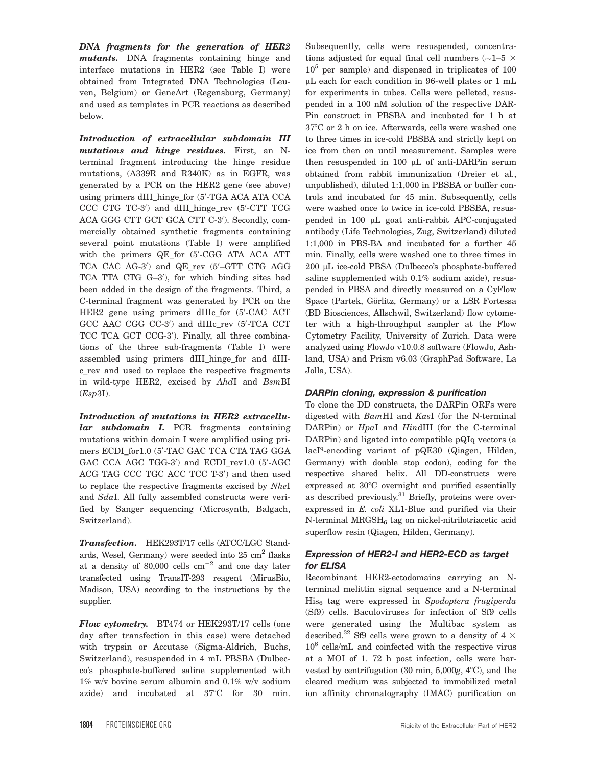***DNA fragments for the generation of HER2 mutants.*** DNA fragments containing hinge and interface mutations in HER2 (see Table I) were obtained from Integrated DNA Technologies (Leuven, Belgium) or GeneArt (Regensburg, Germany) and used as templates in PCR reactions as described below.

***Introduction of extracellular subdomain III mutations and hinge residues.*** First, an N-terminal fragment introducing the hinge residue mutations, (A339R and R340K) as in EGFR, was generated by a PCR on the HER2 gene (see above) using primers dIII_hinge_for (5′-TGA ACA ATA CCA CCC CTG TC-3′) and dIII_hinge_rev (5′-CTT TCG ACA GGG CTT GCT GCA CTT C-3′). Secondly, commercially obtained synthetic fragments containing several point mutations (Table I) were amplified with the primers QE_for (5′-CGG ATA ACA ATT TCA CAC AG-3′) and QE_rev (5′–GTT CTG AGG TCA TTA CTG G–3′), for which binding sites had been added in the design of the fragments. Third, a C-terminal fragment was generated by PCR on the HER2 gene using primers dIIIc_for (5′-CAC ACT GCC AAC CGG CC-3′) and dIIIc_rev (5′-TCA CCT TCC TCA GCT CCG-3′). Finally, all three combinations of the three sub-fragments (Table I) were assembled using primers dIII_hinge_for and dIIIc_rev and used to replace the respective fragments in wild-type HER2, excised by *Ahd*I and *Bsm*BI (*Esp*3I).

***Introduction of mutations in HER2 extracellular subdomain I.*** PCR fragments containing mutations within domain I were amplified using primers ECDI_for1.0 (5′-TAC GAC TCA CTA TAG GGA GAC CCA AGC TGG-3′) and ECDI_rev1.0 (5′-AGC ACG TAG CCC TGC ACC TCC T-3′) and then used to replace the respective fragments excised by *Nhe*I and *Sda*I. All fully assembled constructs were verified by Sanger sequencing (Microsynth, Balgach, Switzerland).

***Transfection.*** HEK293T/17 cells (ATCC/LGC Standards, Wesel, Germany) were seeded into 25 $cm^2$ flasks at a density of 80,000 cells $cm^{-2}$ and one day later transfected using TransIT-293 reagent (MirusBio, Madison, USA) according to the instructions by the supplier.

***Flow cytometry.*** BT474 or HEK293T/17 cells (one day after transfection in this case) were detached with trypsin or Accutase (Sigma-Aldrich, Buchs, Switzerland), resuspended in 4 mL PBSBA (Dulbecco's phosphate-buffered saline supplemented with 1% w/v bovine serum albumin and 0.1% w/v sodium azide) and incubated at 37°C for 30 min. Subsequently, cells were resuspended, concentrations adjusted for equal final cell numbers (~1–5 × $10^5$ per sample) and dispensed in triplicates of 100 µL each for each condition in 96-well plates or 1 mL for experiments in tubes. Cells were pelleted, resuspended in a 100 nM solution of the respective DARPin construct in PBSBA and incubated for 1 h at 37°C or 2 h on ice. Afterwards, cells were washed one to three times in ice-cold PBSBA and strictly kept on ice from then on until measurement. Samples were then resuspended in 100 µL of anti-DARPin serum obtained from rabbit immunization (Dreier et al., unpublished), diluted 1:1,000 in PBSBA or buffer controls and incubated for 45 min. Subsequently, cells were washed once to twice in ice-cold PBSBA, resuspended in 100 µL goat anti-rabbit APC-conjugated antibody (Life Technologies, Zug, Switzerland) diluted 1:1,000 in PBS-BA and incubated for a further 45 min. Finally, cells were washed one to three times in 200 µL ice-cold PBSA (Dulbecco's phosphate-buffered saline supplemented with 0.1% sodium azide), resuspended in PBSA and directly measured on a CyFlow Space (Partek, Görlitz, Germany) or a LSR Fortessa (BD Biosciences, Allschwil, Switzerland) flow cytometer with a high-throughput sampler at the Flow Cytometry Facility, University of Zurich. Data were analyzed using FlowJo v10.0.8 software (FlowJo, Ashland, USA) and Prism v6.03 (GraphPad Software, La Jolla, USA).

### DARPin cloning, expression & purification

To clone the DD constructs, the DARPin ORFs were digested with *Bam*HI and *Kas*I (for the N-terminal DARPin) or *Hpa*I and *Hin*dIII (for the C-terminal DARPin) and ligated into compatible pQIq vectors (a lacI$^q$-encoding variant of pQE30 (Qiagen, Hilden, Germany) with double stop codon), coding for the respective shared helix. All DD-constructs were expressed at 30°C overnight and purified essentially as described previously.[31] Briefly, proteins were overexpressed in *E. coli* XL1-Blue and purified via their N-terminal MRGS$H_6$ tag on nickel-nitrilotriacetic acid superflow resin (Qiagen, Hilden, Germany).

### Expression of HER2-I and HER2-ECD as target for ELISA

Recombinant HER2-ectodomains carrying an N-terminal melittin signal sequence and a N-terminal $His_6$ tag were expressed in *Spodoptera frugiperda* (Sf9) cells. Baculoviruses for infection of Sf9 cells were generated using the Multibac system as described.[32] Sf9 cells were grown to a density of 4 × $10^6$ cells/mL and coinfected with the respective virus at a MOI of 1. 72 h post infection, cells were harvested by centrifugation (30 min, 5,000*g*, 4°C), and the cleared medium was subjected to immobilized metal ion affinity chromatography (IMAC) purification on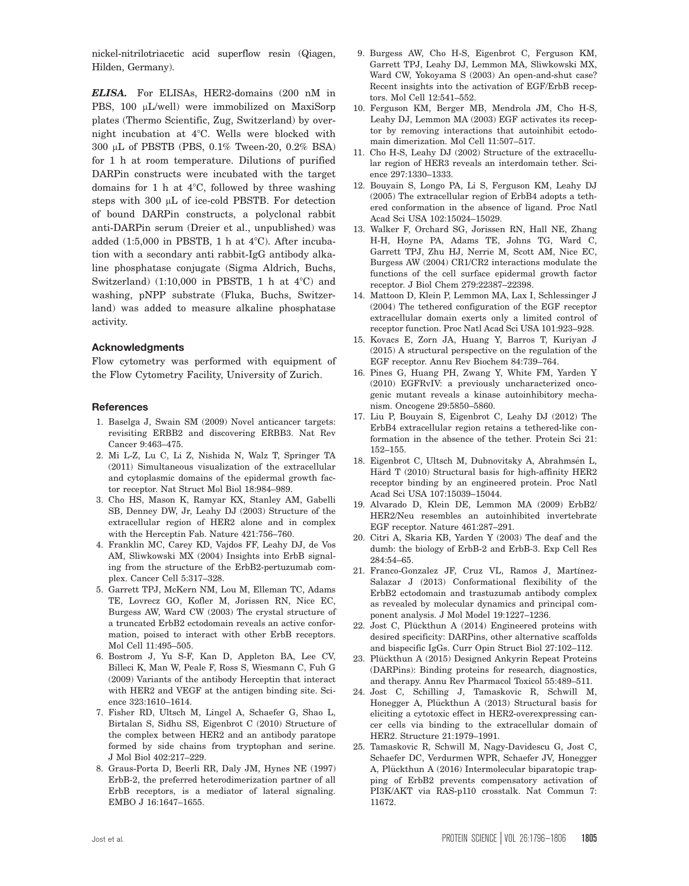nickel-nitrilotriacetic acid superflow resin (Qiagen, Hilden, Germany).

***ELISA.*** For ELISAs, HER2-domains (200 nM in PBS, 100 μL/well) were immobilized on MaxiSorp plates (Thermo Scientific, Zug, Switzerland) by overnight incubation at 4°C. Wells were blocked with 300 μL of PBSTB (PBS, 0.1% Tween-20, 0.2% BSA) for 1 h at room temperature. Dilutions of purified DARPin constructs were incubated with the target domains for 1 h at 4°C, followed by three washing steps with 300 μL of ice-cold PBSTB. For detection of bound DARPin constructs, a polyclonal rabbit anti-DARPin serum (Dreier et al., unpublished) was added (1:5,000 in PBSTB, 1 h at 4°C). After incubation with a secondary anti rabbit-IgG antibody alkaline phosphatase conjugate (Sigma Aldrich, Buchs, Switzerland) (1:10,000 in PBSTB, 1 h at 4°C) and washing, pNPP substrate (Fluka, Buchs, Switzerland) was added to measure alkaline phosphatase activity.

## Acknowledgments

Flow cytometry was performed with equipment of the Flow Cytometry Facility, University of Zurich.

## References

1. Baselga J, Swain SM (2009) Novel anticancer targets: revisiting ERBB2 and discovering ERBB3. Nat Rev Cancer 9:463–475.
2. Mi L-Z, Lu C, Li Z, Nishida N, Walz T, Springer TA (2011) Simultaneous visualization of the extracellular and cytoplasmic domains of the epidermal growth factor receptor. Nat Struct Mol Biol 18:984–989.
3. Cho HS, Mason K, Ramyar KX, Stanley AM, Gabelli SB, Denney DW, Jr, Leahy DJ (2003) Structure of the extracellular region of HER2 alone and in complex with the Herceptin Fab. Nature 421:756–760.
4. Franklin MC, Carey KD, Vajdos FF, Leahy DJ, de Vos AM, Sliwkowski MX (2004) Insights into ErbB signaling from the structure of the ErbB2-pertuzumab complex. Cancer Cell 5:317–328.
5. Garrett TPJ, McKern NM, Lou M, Elleman TC, Adams TE, Lovrecz GO, Kofler M, Jorissen RN, Nice EC, Burgess AW, Ward CW (2003) The crystal structure of a truncated ErbB2 ectodomain reveals an active conformation, poised to interact with other ErbB receptors. Mol Cell 11:495–505.
6. Bostrom J, Yu S-F, Kan D, Appleton BA, Lee CV, Billeci K, Man W, Peale F, Ross S, Wiesmann C, Fuh G (2009) Variants of the antibody Herceptin that interact with HER2 and VEGF at the antigen binding site. Science 323:1610–1614.
7. Fisher RD, Ultsch M, Lingel A, Schaefer G, Shao L, Birtalan S, Sidhu SS, Eigenbrot C (2010) Structure of the complex between HER2 and an antibody paratope formed by side chains from tryptophan and serine. J Mol Biol 402:217–229.
8. Graus-Porta D, Beerli RR, Daly JM, Hynes NE (1997) ErbB-2, the preferred heterodimerization partner of all ErbB receptors, is a mediator of lateral signaling. EMBO J 16:1647–1655.
9. Burgess AW, Cho H-S, Eigenbrot C, Ferguson KM, Garrett TPJ, Leahy DJ, Lemmon MA, Sliwkowski MX, Ward CW, Yokoyama S (2003) An open-and-shut case? Recent insights into the activation of EGF/ErbB receptors. Mol Cell 12:541–552.
10. Ferguson KM, Berger MB, Mendrola JM, Cho H-S, Leahy DJ, Lemmon MA (2003) EGF activates its receptor by removing interactions that autoinhibit ectodomain dimerization. Mol Cell 11:507–517.
11. Cho H-S, Leahy DJ (2002) Structure of the extracellular region of HER3 reveals an interdomain tether. Science 297:1330–1333.
12. Bouyain S, Longo PA, Li S, Ferguson KM, Leahy DJ (2005) The extracellular region of ErbB4 adopts a tethered conformation in the absence of ligand. Proc Natl Acad Sci USA 102:15024–15029.
13. Walker F, Orchard SG, Jorissen RN, Hall NE, Zhang H-H, Hoyne PA, Adams TE, Johns TG, Ward C, Garrett TPJ, Zhu HJ, Nerrie M, Scott AM, Nice EC, Burgess AW (2004) CR1/CR2 interactions modulate the functions of the cell surface epidermal growth factor receptor. J Biol Chem 279:22387–22398.
14. Mattoon D, Klein P, Lemmon MA, Lax I, Schlessinger J (2004) The tethered configuration of the EGF receptor extracellular domain exerts only a limited control of receptor function. Proc Natl Acad Sci USA 101:923–928.
15. Kovacs E, Zorn JA, Huang Y, Barros T, Kuriyan J (2015) A structural perspective on the regulation of the EGF receptor. Annu Rev Biochem 84:739–764.
16. Pines G, Huang PH, Zwang Y, White FM, Yarden Y (2010) EGFRvIV: a previously uncharacterized oncogenic mutant reveals a kinase autoinhibitory mechanism. Oncogene 29:5850–5860.
17. Liu P, Bouyain S, Eigenbrot C, Leahy DJ (2012) The ErbB4 extracellular region retains a tethered-like conformation in the absence of the tether. Protein Sci 21: 152–155.
18. Eigenbrot C, Ultsch M, Dubnovitsky A, Abrahmsén L, Härd T (2010) Structural basis for high-affinity HER2 receptor binding by an engineered protein. Proc Natl Acad Sci USA 107:15039–15044.
19. Alvarado D, Klein DE, Lemmon MA (2009) ErbB2/HER2/Neu resembles an autoinhibited invertebrate EGF receptor. Nature 461:287–291.
20. Citri A, Skaria KB, Yarden Y (2003) The deaf and the dumb: the biology of ErbB-2 and ErbB-3. Exp Cell Res 284:54–65.
21. Franco-Gonzalez JF, Cruz VL, Ramos J, Martínez-Salazar J (2013) Conformational flexibility of the ErbB2 ectodomain and trastuzumab antibody complex as revealed by molecular dynamics and principal component analysis. J Mol Model 19:1227–1236.
22. Jost C, Plückthun A (2014) Engineered proteins with desired specificity: DARPins, other alternative scaffolds and bispecific IgGs. Curr Opin Struct Biol 27:102–112.
23. Plückthun A (2015) Designed Ankyrin Repeat Proteins (DARPins): Binding proteins for research, diagnostics, and therapy. Annu Rev Pharmacol Toxicol 55:489–511.
24. Jost C, Schilling J, Tamaskovic R, Schwill M, Honegger A, Plückthun A (2013) Structural basis for eliciting a cytotoxic effect in HER2-overexpressing cancer cells via binding to the extracellular domain of HER2. Structure 21:1979–1991.
25. Tamaskovic R, Schwill M, Nagy-Davidescu G, Jost C, Schaefer DC, Verdurmen WPR, Schaefer JV, Honegger A, Plückthun A (2016) Intermolecular biparatopic trapping of ErbB2 prevents compensatory activation of PI3K/AKT via RAS-p110 crosstalk. Nat Commun 7: 11672.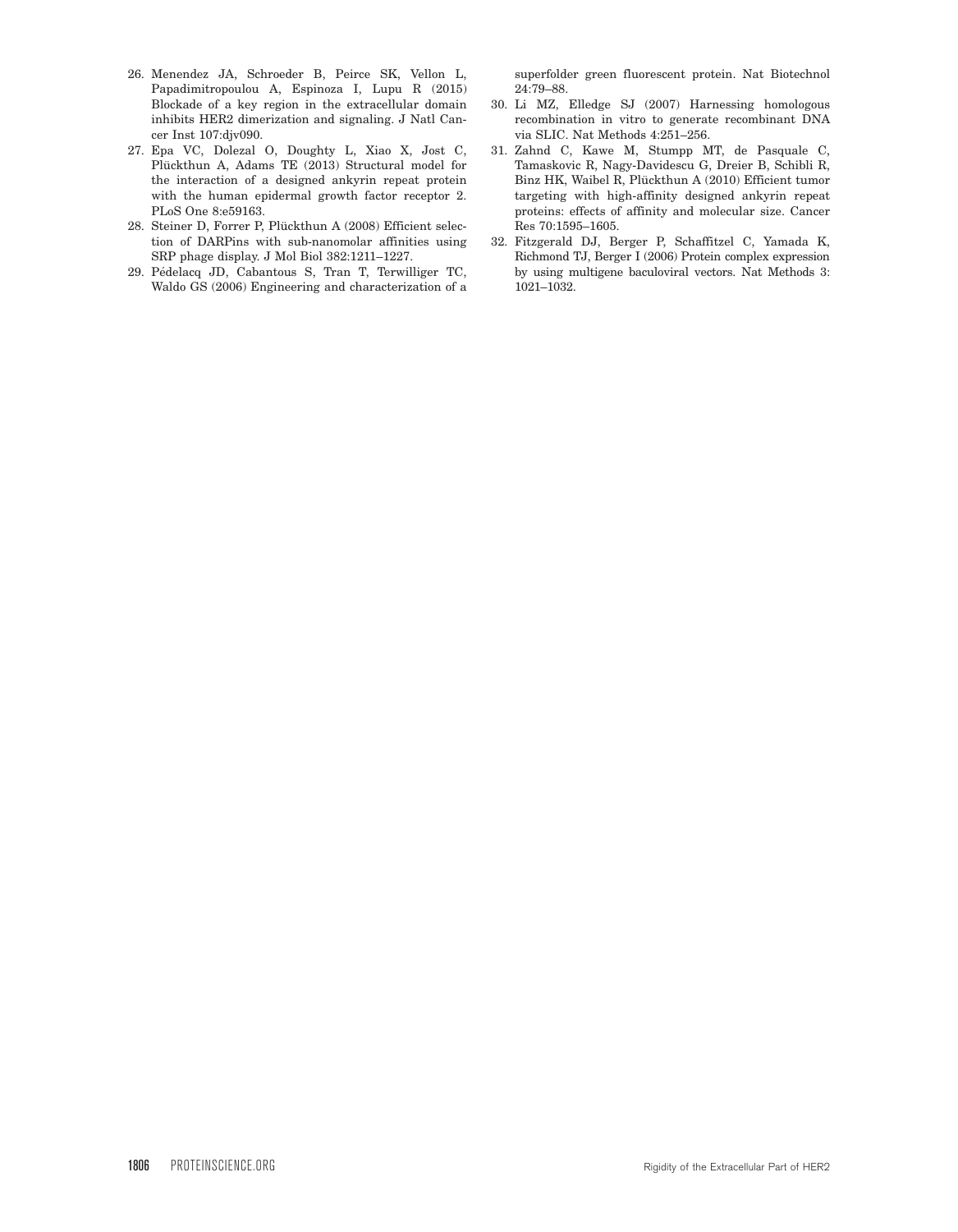26. Menendez JA, Schroeder B, Peirce SK, Vellon L, Papadimitropoulou A, Espinoza I, Lupu R (2015) Blockade of a key region in the extracellular domain inhibits HER2 dimerization and signaling. J Natl Cancer Inst 107:djv090.
27. Epa VC, Dolezal O, Doughty L, Xiao X, Jost C, Plückthun A, Adams TE (2013) Structural model for the interaction of a designed ankyrin repeat protein with the human epidermal growth factor receptor 2. PLoS One 8:e59163.
28. Steiner D, Forrer P, Plückthun A (2008) Efficient selection of DARPins with sub-nanomolar affinities using SRP phage display. J Mol Biol 382:1211–1227.
29. Pédelacq JD, Cabantous S, Tran T, Terwilliger TC, Waldo GS (2006) Engineering and characterization of a superfolder green fluorescent protein. Nat Biotechnol 24:79–88.
30. Li MZ, Elledge SJ (2007) Harnessing homologous recombination in vitro to generate recombinant DNA via SLIC. Nat Methods 4:251–256.
31. Zahnd C, Kawe M, Stumpp MT, de Pasquale C, Tamaskovic R, Nagy-Davidescu G, Dreier B, Schibli R, Binz HK, Waibel R, Plückthun A (2010) Efficient tumor targeting with high-affinity designed ankyrin repeat proteins: effects of affinity and molecular size. Cancer Res 70:1595–1605.
32. Fitzgerald DJ, Berger P, Schaffitzel C, Yamada K, Richmond TJ, Berger I (2006) Protein complex expression by using multigene baculoviral vectors. Nat Methods 3: 1021–1032.